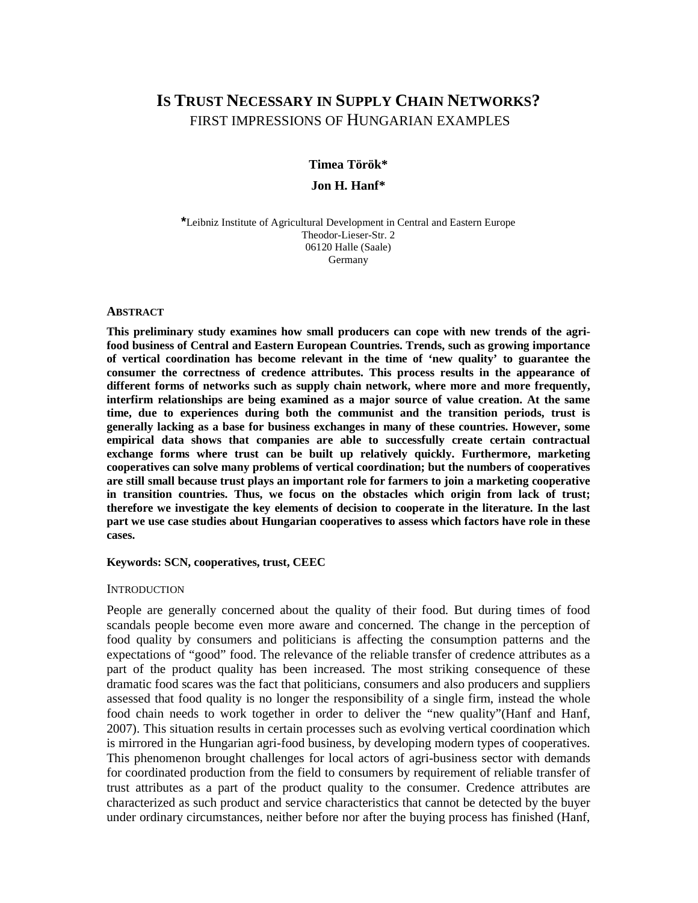# IS TRUST NECESSARY IN SUPPLY CHAIN NETWORKS?

## FIRST IMPRESSIONS OF HUNGARIAN EXAMPLES

**Timea Török***

**Jon H. Hanf***

*Leibniz Institute of Agricultural Development in Central and Eastern Europe
Theodor-Lieser-Str. 2
06120 Halle (Saale)
Germany

### ABSTRACT

**This preliminary study examines how small producers can cope with new trends of the agri-food business of Central and Eastern European Countries. Trends, such as growing importance of vertical coordination has become relevant in the time of 'new quality' to guarantee the consumer the correctness of credence attributes. This process results in the appearance of different forms of networks such as supply chain network, where more and more frequently, interfirm relationships are being examined as a major source of value creation. At the same time, due to experiences during both the communist and the transition periods, trust is generally lacking as a base for business exchanges in many of these countries. However, some empirical data shows that companies are able to successfully create certain contractual exchange forms where trust can be built up relatively quickly. Furthermore, marketing cooperatives can solve many problems of vertical coordination; but the numbers of cooperatives are still small because trust plays an important role for farmers to join a marketing cooperative in transition countries. Thus, we focus on the obstacles which origin from lack of trust; therefore we investigate the key elements of decision to cooperate in the literature. In the last part we use case studies about Hungarian cooperatives to assess which factors have role in these cases.**

**Keywords: SCN, cooperatives, trust, CEEC**

### INTRODUCTION

People are generally concerned about the quality of their food. But during times of food scandals people become even more aware and concerned. The change in the perception of food quality by consumers and politicians is affecting the consumption patterns and the expectations of "good" food. The relevance of the reliable transfer of credence attributes as a part of the product quality has been increased. The most striking consequence of these dramatic food scares was the fact that politicians, consumers and also producers and suppliers assessed that food quality is no longer the responsibility of a single firm, instead the whole food chain needs to work together in order to deliver the "new quality"(Hanf and Hanf, 2007). This situation results in certain processes such as evolving vertical coordination which is mirrored in the Hungarian agri-food business, by developing modern types of cooperatives. This phenomenon brought challenges for local actors of agri-business sector with demands for coordinated production from the field to consumers by requirement of reliable transfer of trust attributes as a part of the product quality to the consumer. Credence attributes are characterized as such product and service characteristics that cannot be detected by the buyer under ordinary circumstances, neither before nor after the buying process has finished (Hanf,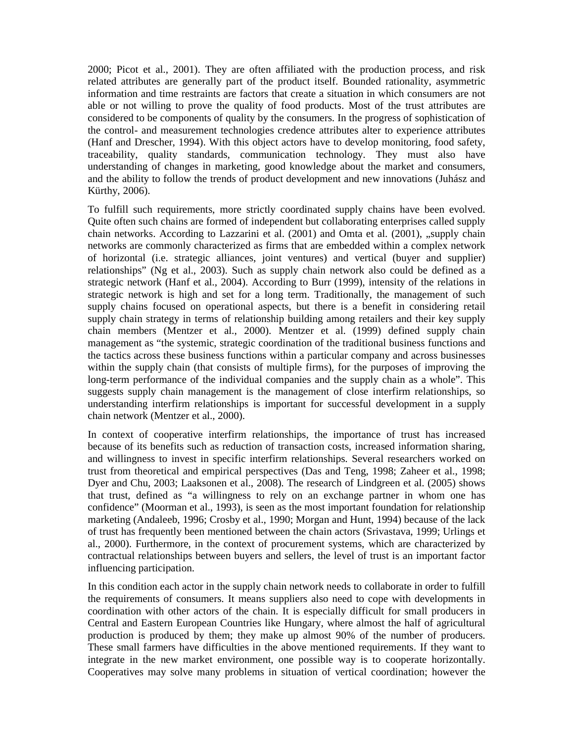2000; Picot et al., 2001). They are often affiliated with the production process, and risk related attributes are generally part of the product itself. Bounded rationality, asymmetric information and time restraints are factors that create a situation in which consumers are not able or not willing to prove the quality of food products. Most of the trust attributes are considered to be components of quality by the consumers. In the progress of sophistication of the control- and measurement technologies credence attributes alter to experience attributes (Hanf and Drescher, 1994). With this object actors have to develop monitoring, food safety, traceability, quality standards, communication technology. They must also have understanding of changes in marketing, good knowledge about the market and consumers, and the ability to follow the trends of product development and new innovations (Juhász and Kürthy, 2006).

To fulfill such requirements, more strictly coordinated supply chains have been evolved. Quite often such chains are formed of independent but collaborating enterprises called supply chain networks. According to Lazzarini et al. (2001) and Omta et al. (2001), „supply chain networks are commonly characterized as firms that are embedded within a complex network of horizontal (i.e. strategic alliances, joint ventures) and vertical (buyer and supplier) relationships" (Ng et al., 2003). Such as supply chain network also could be defined as a strategic network (Hanf et al., 2004). According to Burr (1999), intensity of the relations in strategic network is high and set for a long term. Traditionally, the management of such supply chains focused on operational aspects, but there is a benefit in considering retail supply chain strategy in terms of relationship building among retailers and their key supply chain members (Mentzer et al., 2000). Mentzer et al. (1999) defined supply chain management as "the systemic, strategic coordination of the traditional business functions and the tactics across these business functions within a particular company and across businesses within the supply chain (that consists of multiple firms), for the purposes of improving the long-term performance of the individual companies and the supply chain as a whole". This suggests supply chain management is the management of close interfirm relationships, so understanding interfirm relationships is important for successful development in a supply chain network (Mentzer et al., 2000).

In context of cooperative interfirm relationships, the importance of trust has increased because of its benefits such as reduction of transaction costs, increased information sharing, and willingness to invest in specific interfirm relationships. Several researchers worked on trust from theoretical and empirical perspectives (Das and Teng, 1998; Zaheer et al., 1998; Dyer and Chu, 2003; Laaksonen et al., 2008). The research of Lindgreen et al. (2005) shows that trust, defined as "a willingness to rely on an exchange partner in whom one has confidence" (Moorman et al., 1993), is seen as the most important foundation for relationship marketing (Andaleeb, 1996; Crosby et al., 1990; Morgan and Hunt, 1994) because of the lack of trust has frequently been mentioned between the chain actors (Srivastava, 1999; Urlings et al., 2000). Furthermore, in the context of procurement systems, which are characterized by contractual relationships between buyers and sellers, the level of trust is an important factor influencing participation.

In this condition each actor in the supply chain network needs to collaborate in order to fulfill the requirements of consumers. It means suppliers also need to cope with developments in coordination with other actors of the chain. It is especially difficult for small producers in Central and Eastern European Countries like Hungary, where almost the half of agricultural production is produced by them; they make up almost 90% of the number of producers. These small farmers have difficulties in the above mentioned requirements. If they want to integrate in the new market environment, one possible way is to cooperate horizontally. Cooperatives may solve many problems in situation of vertical coordination; however the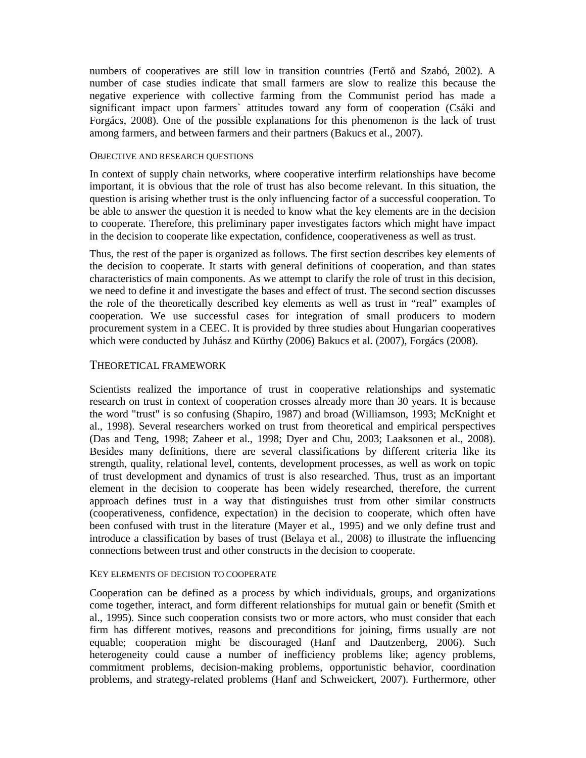numbers of cooperatives are still low in transition countries (Fertő and Szabó, 2002). A number of case studies indicate that small farmers are slow to realize this because the negative experience with collective farming from the Communist period has made a significant impact upon farmers` attitudes toward any form of cooperation (Csáki and Forgács, 2008). One of the possible explanations for this phenomenon is the lack of trust among farmers, and between farmers and their partners (Bakucs et al., 2007).

### Objective and research questions

In context of supply chain networks, where cooperative interfirm relationships have become important, it is obvious that the role of trust has also become relevant. In this situation, the question is arising whether trust is the only influencing factor of a successful cooperation. To be able to answer the question it is needed to know what the key elements are in the decision to cooperate. Therefore, this preliminary paper investigates factors which might have impact in the decision to cooperate like expectation, confidence, cooperativeness as well as trust.

Thus, the rest of the paper is organized as follows. The first section describes key elements of the decision to cooperate. It starts with general definitions of cooperation, and than states characteristics of main components. As we attempt to clarify the role of trust in this decision, we need to define it and investigate the bases and effect of trust. The second section discusses the role of the theoretically described key elements as well as trust in "real" examples of cooperation. We use successful cases for integration of small producers to modern procurement system in a CEEC. It is provided by three studies about Hungarian cooperatives which were conducted by Juhász and Kürthy (2006) Bakucs et al. (2007), Forgács (2008).

## Theoretical framework

Scientists realized the importance of trust in cooperative relationships and systematic research on trust in context of cooperation crosses already more than 30 years. It is because the word "trust" is so confusing (Shapiro, 1987) and broad (Williamson, 1993; McKnight et al., 1998). Several researchers worked on trust from theoretical and empirical perspectives (Das and Teng, 1998; Zaheer et al., 1998; Dyer and Chu, 2003; Laaksonen et al., 2008). Besides many definitions, there are several classifications by different criteria like its strength, quality, relational level, contents, development processes, as well as work on topic of trust development and dynamics of trust is also researched. Thus, trust as an important element in the decision to cooperate has been widely researched, therefore, the current approach defines trust in a way that distinguishes trust from other similar constructs (cooperativeness, confidence, expectation) in the decision to cooperate, which often have been confused with trust in the literature (Mayer et al., 1995) and we only define trust and introduce a classification by bases of trust (Belaya et al., 2008) to illustrate the influencing connections between trust and other constructs in the decision to cooperate.

### Key elements of decision to cooperate

Cooperation can be defined as a process by which individuals, groups, and organizations come together, interact, and form different relationships for mutual gain or benefit (Smith et al., 1995). Since such cooperation consists two or more actors, who must consider that each firm has different motives, reasons and preconditions for joining, firms usually are not equable; cooperation might be discouraged (Hanf and Dautzenberg, 2006). Such heterogeneity could cause a number of inefficiency problems like; agency problems, commitment problems, decision-making problems, opportunistic behavior, coordination problems, and strategy-related problems (Hanf and Schweickert, 2007). Furthermore, other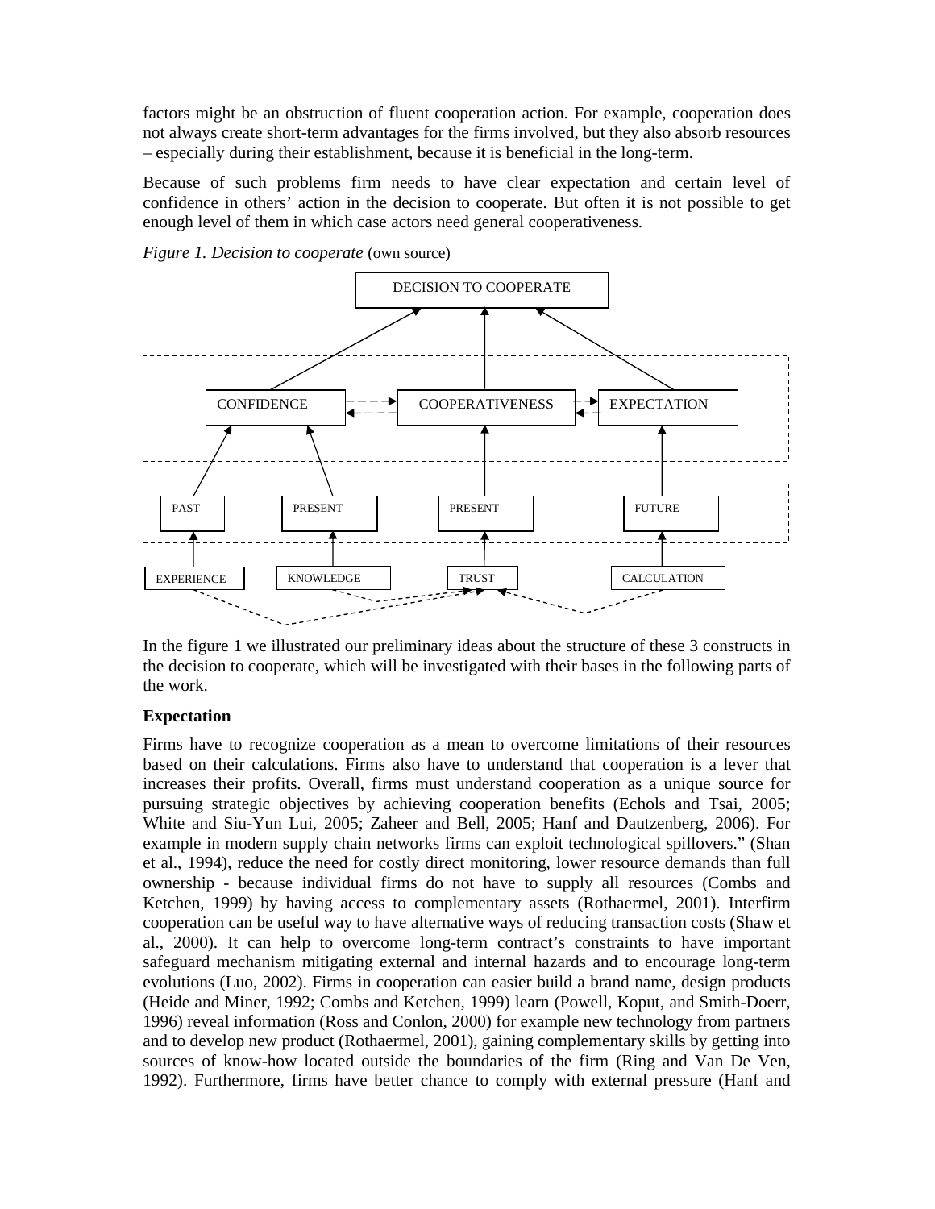factors might be an obstruction of fluent cooperation action. For example, cooperation does not always create short-term advantages for the firms involved, but they also absorb resources – especially during their establishment, because it is beneficial in the long-term.

Because of such problems firm needs to have clear expectation and certain level of confidence in others' action in the decision to cooperate. But often it is not possible to get enough level of them in which case actors need general cooperativeness.

*Figure 1. Decision to cooperate* (own source)

In the figure 1 we illustrated our preliminary ideas about the structure of these 3 constructs in the decision to cooperate, which will be investigated with their bases in the following parts of the work.

**Expectation**

Firms have to recognize cooperation as a mean to overcome limitations of their resources based on their calculations. Firms also have to understand that cooperation is a lever that increases their profits. Overall, firms must understand cooperation as a unique source for pursuing strategic objectives by achieving cooperation benefits (Echols and Tsai, 2005; White and Siu-Yun Lui, 2005; Zaheer and Bell, 2005; Hanf and Dautzenberg, 2006). For example in modern supply chain networks firms can exploit technological spillovers." (Shan et al., 1994), reduce the need for costly direct monitoring, lower resource demands than full ownership - because individual firms do not have to supply all resources (Combs and Ketchen, 1999) by having access to complementary assets (Rothaermel, 2001). Interfirm cooperation can be useful way to have alternative ways of reducing transaction costs (Shaw et al., 2000). It can help to overcome long-term contract's constraints to have important safeguard mechanism mitigating external and internal hazards and to encourage long-term evolutions (Luo, 2002). Firms in cooperation can easier build a brand name, design products (Heide and Miner, 1992; Combs and Ketchen, 1999) learn (Powell, Koput, and Smith-Doerr, 1996) reveal information (Ross and Conlon, 2000) for example new technology from partners and to develop new product (Rothaermel, 2001), gaining complementary skills by getting into sources of know-how located outside the boundaries of the firm (Ring and Van De Ven, 1992). Furthermore, firms have better chance to comply with external pressure (Hanf and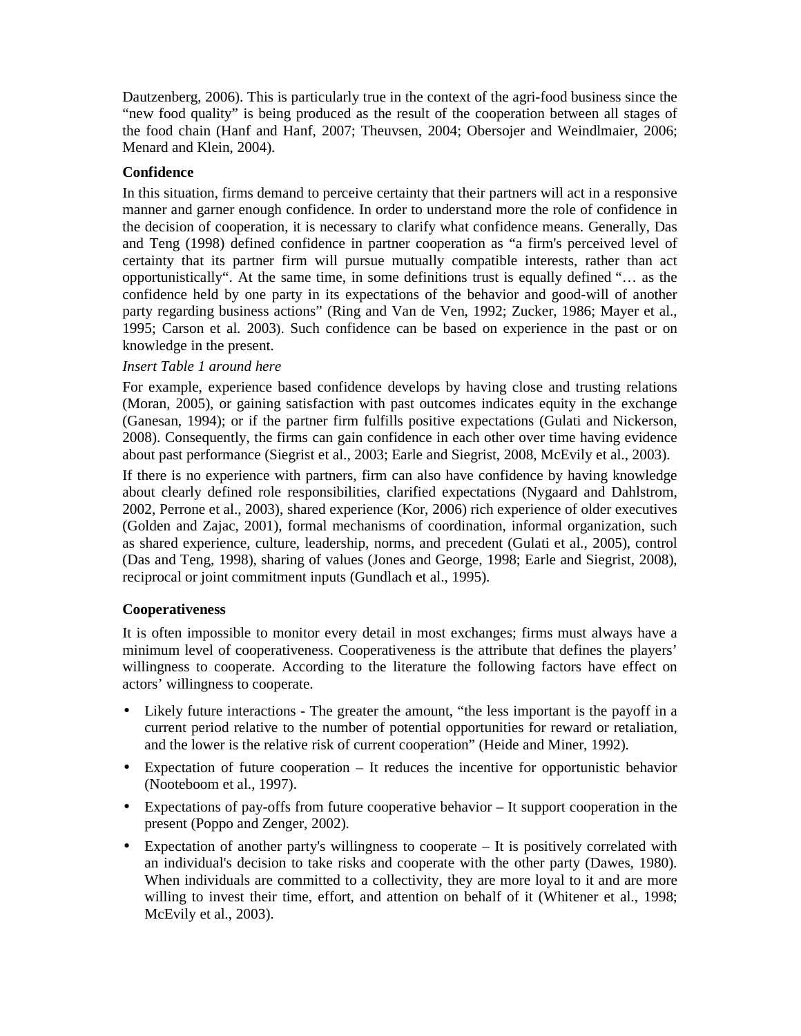Dautzenberg, 2006). This is particularly true in the context of the agri-food business since the "new food quality" is being produced as the result of the cooperation between all stages of the food chain (Hanf and Hanf, 2007; Theuvsen, 2004; Obersojer and Weindlmaier, 2006; Menard and Klein, 2004).

### Confidence

In this situation, firms demand to perceive certainty that their partners will act in a responsive manner and garner enough confidence. In order to understand more the role of confidence in the decision of cooperation, it is necessary to clarify what confidence means. Generally, Das and Teng (1998) defined confidence in partner cooperation as "a firm's perceived level of certainty that its partner firm will pursue mutually compatible interests, rather than act opportunistically". At the same time, in some definitions trust is equally defined "… as the confidence held by one party in its expectations of the behavior and good-will of another party regarding business actions" (Ring and Van de Ven, 1992; Zucker, 1986; Mayer et al., 1995; Carson et al. 2003). Such confidence can be based on experience in the past or on knowledge in the present.

*Insert Table 1 around here*

For example, experience based confidence develops by having close and trusting relations (Moran, 2005), or gaining satisfaction with past outcomes indicates equity in the exchange (Ganesan, 1994); or if the partner firm fulfills positive expectations (Gulati and Nickerson, 2008). Consequently, the firms can gain confidence in each other over time having evidence about past performance (Siegrist et al., 2003; Earle and Siegrist, 2008, McEvily et al., 2003).

If there is no experience with partners, firm can also have confidence by having knowledge about clearly defined role responsibilities, clarified expectations (Nygaard and Dahlstrom, 2002, Perrone et al., 2003), shared experience (Kor, 2006) rich experience of older executives (Golden and Zajac, 2001), formal mechanisms of coordination, informal organization, such as shared experience, culture, leadership, norms, and precedent (Gulati et al., 2005), control (Das and Teng, 1998), sharing of values (Jones and George, 1998; Earle and Siegrist, 2008), reciprocal or joint commitment inputs (Gundlach et al., 1995).

### Cooperativeness

It is often impossible to monitor every detail in most exchanges; firms must always have a minimum level of cooperativeness. Cooperativeness is the attribute that defines the players' willingness to cooperate. According to the literature the following factors have effect on actors' willingness to cooperate.

- Likely future interactions - The greater the amount, "the less important is the payoff in a current period relative to the number of potential opportunities for reward or retaliation, and the lower is the relative risk of current cooperation" (Heide and Miner, 1992).
- Expectation of future cooperation – It reduces the incentive for opportunistic behavior (Nooteboom et al., 1997).
- Expectations of pay-offs from future cooperative behavior – It support cooperation in the present (Poppo and Zenger, 2002).
- Expectation of another party's willingness to cooperate – It is positively correlated with an individual's decision to take risks and cooperate with the other party (Dawes, 1980). When individuals are committed to a collectivity, they are more loyal to it and are more willing to invest their time, effort, and attention on behalf of it (Whitener et al., 1998; McEvily et al., 2003).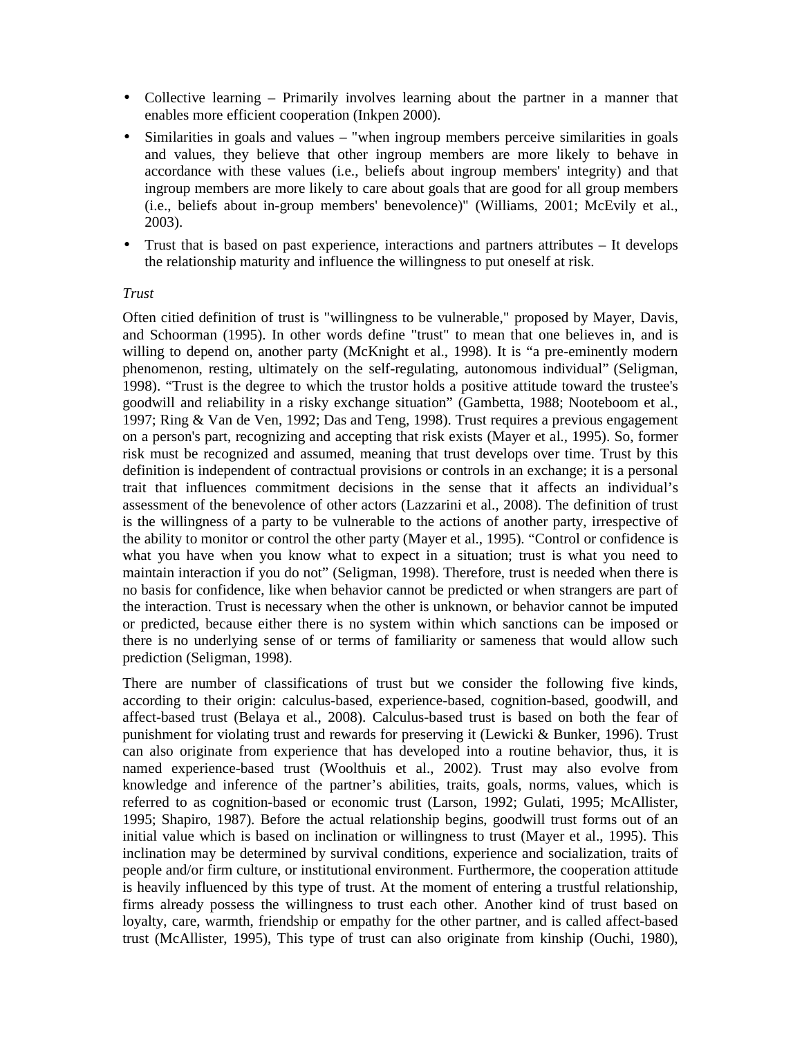- Collective learning – Primarily involves learning about the partner in a manner that enables more efficient cooperation (Inkpen 2000).
- Similarities in goals and values – "when ingroup members perceive similarities in goals and values, they believe that other ingroup members are more likely to behave in accordance with these values (i.e., beliefs about ingroup members' integrity) and that ingroup members are more likely to care about goals that are good for all group members (i.e., beliefs about in-group members' benevolence)" (Williams, 2001; McEvily et al., 2003).
- Trust that is based on past experience, interactions and partners attributes – It develops the relationship maturity and influence the willingness to put oneself at risk.

*Trust*

Often citied definition of trust is "willingness to be vulnerable," proposed by Mayer, Davis, and Schoorman (1995). In other words define "trust" to mean that one believes in, and is willing to depend on, another party (McKnight et al., 1998). It is "a pre-eminently modern phenomenon, resting, ultimately on the self-regulating, autonomous individual" (Seligman, 1998). "Trust is the degree to which the trustor holds a positive attitude toward the trustee's goodwill and reliability in a risky exchange situation" (Gambetta, 1988; Nooteboom et al., 1997; Ring & Van de Ven, 1992; Das and Teng, 1998). Trust requires a previous engagement on a person's part, recognizing and accepting that risk exists (Mayer et al., 1995). So, former risk must be recognized and assumed, meaning that trust develops over time. Trust by this definition is independent of contractual provisions or controls in an exchange; it is a personal trait that influences commitment decisions in the sense that it affects an individual's assessment of the benevolence of other actors (Lazzarini et al., 2008). The definition of trust is the willingness of a party to be vulnerable to the actions of another party, irrespective of the ability to monitor or control the other party (Mayer et al., 1995). "Control or confidence is what you have when you know what to expect in a situation; trust is what you need to maintain interaction if you do not" (Seligman, 1998). Therefore, trust is needed when there is no basis for confidence, like when behavior cannot be predicted or when strangers are part of the interaction. Trust is necessary when the other is unknown, or behavior cannot be imputed or predicted, because either there is no system within which sanctions can be imposed or there is no underlying sense of or terms of familiarity or sameness that would allow such prediction (Seligman, 1998).

There are number of classifications of trust but we consider the following five kinds, according to their origin: calculus-based, experience-based, cognition-based, goodwill, and affect-based trust (Belaya et al., 2008). Calculus-based trust is based on both the fear of punishment for violating trust and rewards for preserving it (Lewicki & Bunker, 1996). Trust can also originate from experience that has developed into a routine behavior, thus, it is named experience-based trust (Woolthuis et al., 2002). Trust may also evolve from knowledge and inference of the partner's abilities, traits, goals, norms, values, which is referred to as cognition-based or economic trust (Larson, 1992; Gulati, 1995; McAllister, 1995; Shapiro, 1987). Before the actual relationship begins, goodwill trust forms out of an initial value which is based on inclination or willingness to trust (Mayer et al., 1995). This inclination may be determined by survival conditions, experience and socialization, traits of people and/or firm culture, or institutional environment. Furthermore, the cooperation attitude is heavily influenced by this type of trust. At the moment of entering a trustful relationship, firms already possess the willingness to trust each other. Another kind of trust based on loyalty, care, warmth, friendship or empathy for the other partner, and is called affect-based trust (McAllister, 1995), This type of trust can also originate from kinship (Ouchi, 1980),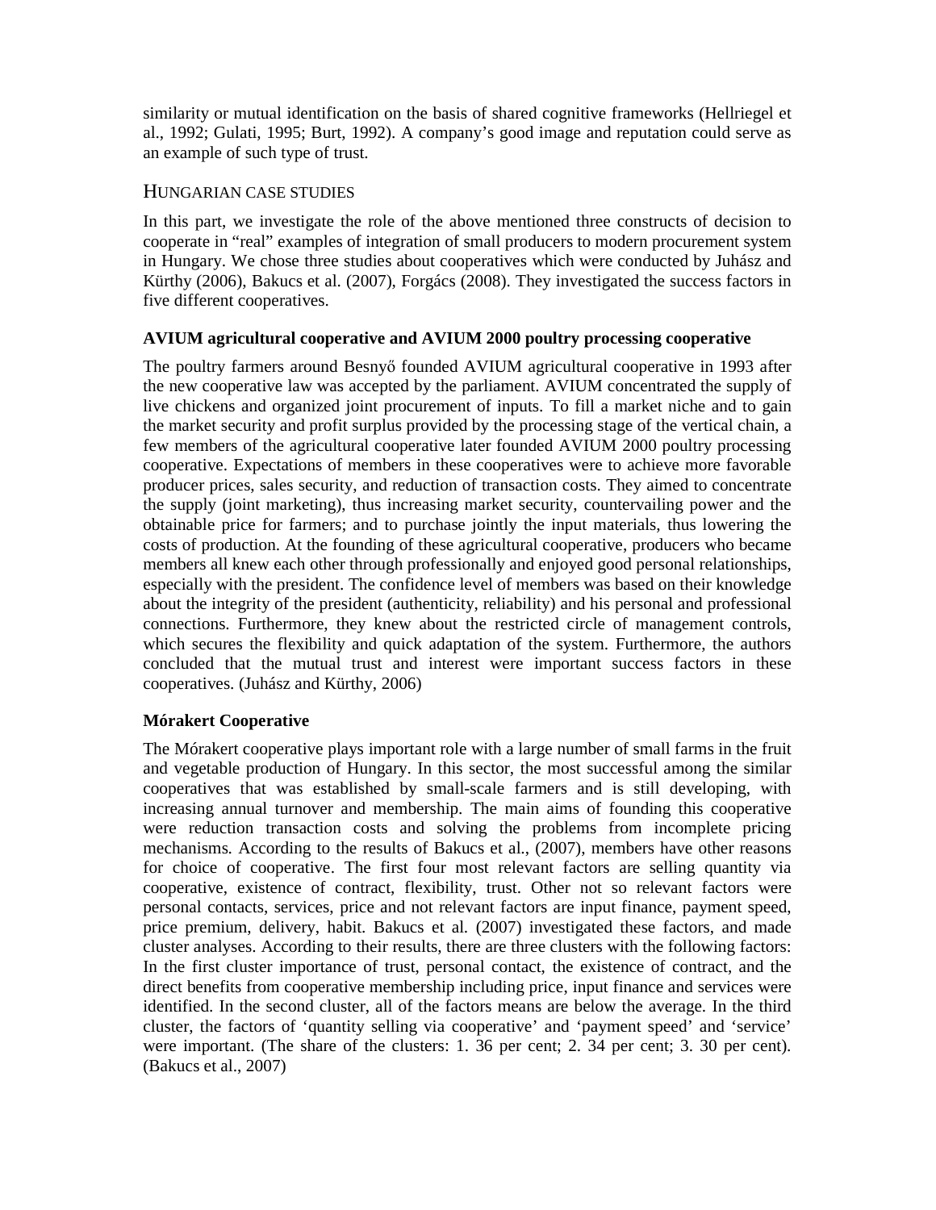similarity or mutual identification on the basis of shared cognitive frameworks (Hellriegel et al., 1992; Gulati, 1995; Burt, 1992). A company's good image and reputation could serve as an example of such type of trust.

## HUNGARIAN CASE STUDIES

In this part, we investigate the role of the above mentioned three constructs of decision to cooperate in "real" examples of integration of small producers to modern procurement system in Hungary. We chose three studies about cooperatives which were conducted by Juhász and Kürthy (2006), Bakucs et al. (2007), Forgács (2008). They investigated the success factors in five different cooperatives.

### AVIUM agricultural cooperative and AVIUM 2000 poultry processing cooperative

The poultry farmers around Besnyő founded AVIUM agricultural cooperative in 1993 after the new cooperative law was accepted by the parliament. AVIUM concentrated the supply of live chickens and organized joint procurement of inputs. To fill a market niche and to gain the market security and profit surplus provided by the processing stage of the vertical chain, a few members of the agricultural cooperative later founded AVIUM 2000 poultry processing cooperative. Expectations of members in these cooperatives were to achieve more favorable producer prices, sales security, and reduction of transaction costs. They aimed to concentrate the supply (joint marketing), thus increasing market security, countervailing power and the obtainable price for farmers; and to purchase jointly the input materials, thus lowering the costs of production. At the founding of these agricultural cooperative, producers who became members all knew each other through professionally and enjoyed good personal relationships, especially with the president. The confidence level of members was based on their knowledge about the integrity of the president (authenticity, reliability) and his personal and professional connections. Furthermore, they knew about the restricted circle of management controls, which secures the flexibility and quick adaptation of the system. Furthermore, the authors concluded that the mutual trust and interest were important success factors in these cooperatives. (Juhász and Kürthy, 2006)

### Mórakert Cooperative

The Mórakert cooperative plays important role with a large number of small farms in the fruit and vegetable production of Hungary. In this sector, the most successful among the similar cooperatives that was established by small-scale farmers and is still developing, with increasing annual turnover and membership. The main aims of founding this cooperative were reduction transaction costs and solving the problems from incomplete pricing mechanisms. According to the results of Bakucs et al., (2007), members have other reasons for choice of cooperative. The first four most relevant factors are selling quantity via cooperative, existence of contract, flexibility, trust. Other not so relevant factors were personal contacts, services, price and not relevant factors are input finance, payment speed, price premium, delivery, habit. Bakucs et al. (2007) investigated these factors, and made cluster analyses. According to their results, there are three clusters with the following factors: In the first cluster importance of trust, personal contact, the existence of contract, and the direct benefits from cooperative membership including price, input finance and services were identified. In the second cluster, all of the factors means are below the average. In the third cluster, the factors of 'quantity selling via cooperative' and 'payment speed' and 'service' were important. (The share of the clusters: 1. 36 per cent; 2. 34 per cent; 3. 30 per cent). (Bakucs et al., 2007)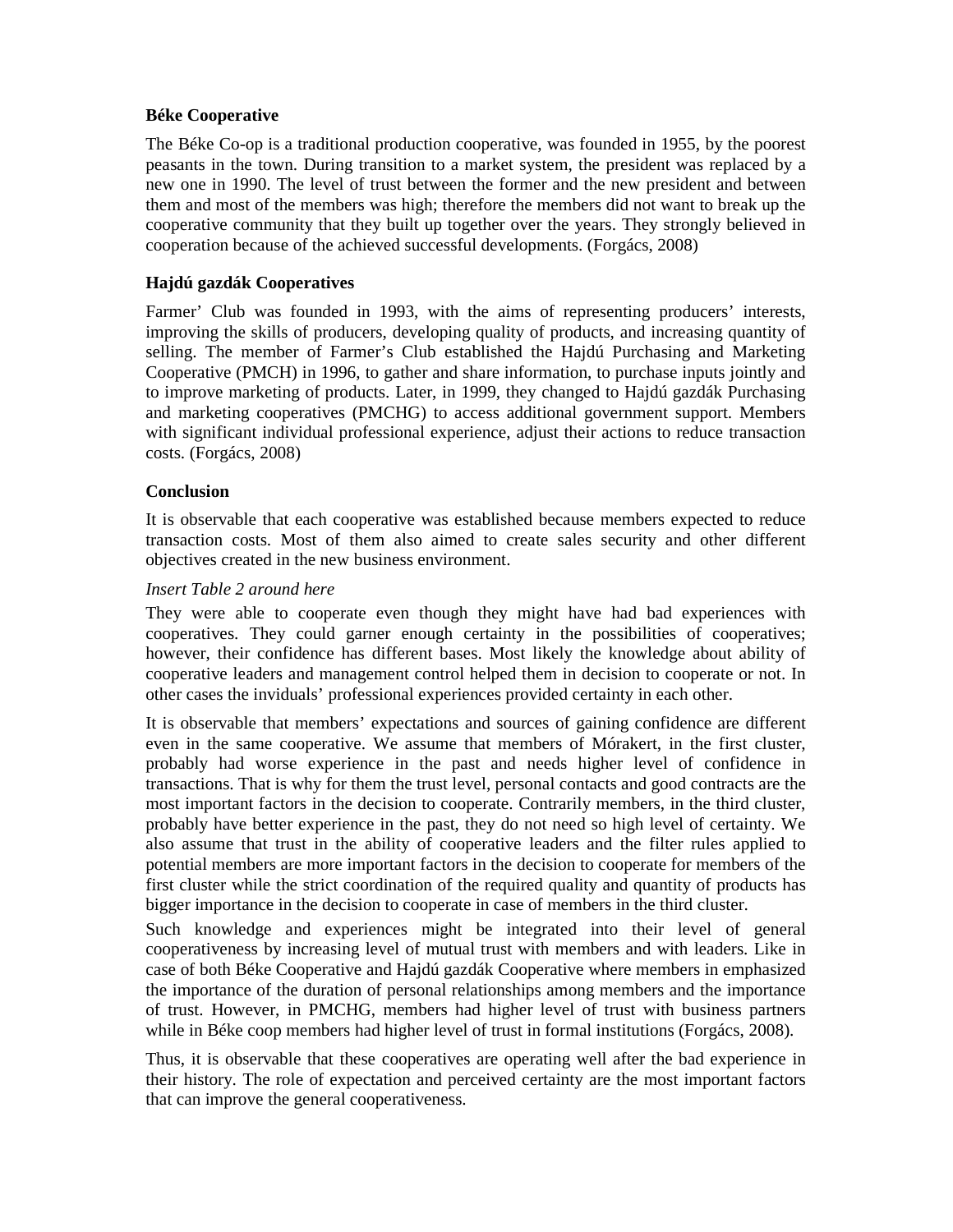### Béke Cooperative

The Béke Co-op is a traditional production cooperative, was founded in 1955, by the poorest peasants in the town. During transition to a market system, the president was replaced by a new one in 1990. The level of trust between the former and the new president and between them and most of the members was high; therefore the members did not want to break up the cooperative community that they built up together over the years. They strongly believed in cooperation because of the achieved successful developments. (Forgács, 2008)

### Hajdú gazdák Cooperatives

Farmer' Club was founded in 1993, with the aims of representing producers' interests, improving the skills of producers, developing quality of products, and increasing quantity of selling. The member of Farmer's Club established the Hajdú Purchasing and Marketing Cooperative (PMCH) in 1996, to gather and share information, to purchase inputs jointly and to improve marketing of products. Later, in 1999, they changed to Hajdú gazdák Purchasing and marketing cooperatives (PMCHG) to access additional government support. Members with significant individual professional experience, adjust their actions to reduce transaction costs. (Forgács, 2008)

### Conclusion

It is observable that each cooperative was established because members expected to reduce transaction costs. Most of them also aimed to create sales security and other different objectives created in the new business environment.

*Insert Table 2 around here*

They were able to cooperate even though they might have had bad experiences with cooperatives. They could garner enough certainty in the possibilities of cooperatives; however, their confidence has different bases. Most likely the knowledge about ability of cooperative leaders and management control helped them in decision to cooperate or not. In other cases the inviduals' professional experiences provided certainty in each other.

It is observable that members' expectations and sources of gaining confidence are different even in the same cooperative. We assume that members of Mórakert, in the first cluster, probably had worse experience in the past and needs higher level of confidence in transactions. That is why for them the trust level, personal contacts and good contracts are the most important factors in the decision to cooperate. Contrarily members, in the third cluster, probably have better experience in the past, they do not need so high level of certainty. We also assume that trust in the ability of cooperative leaders and the filter rules applied to potential members are more important factors in the decision to cooperate for members of the first cluster while the strict coordination of the required quality and quantity of products has bigger importance in the decision to cooperate in case of members in the third cluster.

Such knowledge and experiences might be integrated into their level of general cooperativeness by increasing level of mutual trust with members and with leaders. Like in case of both Béke Cooperative and Hajdú gazdák Cooperative where members in emphasized the importance of the duration of personal relationships among members and the importance of trust. However, in PMCHG, members had higher level of trust with business partners while in Béke coop members had higher level of trust in formal institutions (Forgács, 2008).

Thus, it is observable that these cooperatives are operating well after the bad experience in their history. The role of expectation and perceived certainty are the most important factors that can improve the general cooperativeness.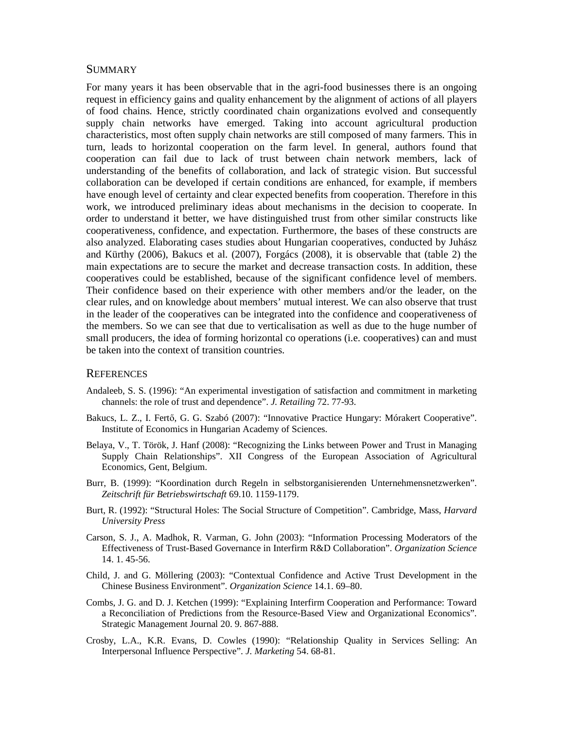## Summary

For many years it has been observable that in the agri-food businesses there is an ongoing request in efficiency gains and quality enhancement by the alignment of actions of all players of food chains. Hence, strictly coordinated chain organizations evolved and consequently supply chain networks have emerged. Taking into account agricultural production characteristics, most often supply chain networks are still composed of many farmers. This in turn, leads to horizontal cooperation on the farm level. In general, authors found that cooperation can fail due to lack of trust between chain network members, lack of understanding of the benefits of collaboration, and lack of strategic vision. But successful collaboration can be developed if certain conditions are enhanced, for example, if members have enough level of certainty and clear expected benefits from cooperation. Therefore in this work, we introduced preliminary ideas about mechanisms in the decision to cooperate. In order to understand it better, we have distinguished trust from other similar constructs like cooperativeness, confidence, and expectation. Furthermore, the bases of these constructs are also analyzed. Elaborating cases studies about Hungarian cooperatives, conducted by Juhász and Kürthy (2006), Bakucs et al. (2007), Forgács (2008), it is observable that (table 2) the main expectations are to secure the market and decrease transaction costs. In addition, these cooperatives could be established, because of the significant confidence level of members. Their confidence based on their experience with other members and/or the leader, on the clear rules, and on knowledge about members' mutual interest. We can also observe that trust in the leader of the cooperatives can be integrated into the confidence and cooperativeness of the members. So we can see that due to verticalisation as well as due to the huge number of small producers, the idea of forming horizontal co operations (i.e. cooperatives) can and must be taken into the context of transition countries.

## References

Andaleeb, S. S. (1996): "An experimental investigation of satisfaction and commitment in marketing channels: the role of trust and dependence". *J. Retailing* 72. 77-93.

Bakucs, L. Z., I. Fertő, G. G. Szabó (2007): "Innovative Practice Hungary: Mórakert Cooperative". Institute of Economics in Hungarian Academy of Sciences.

Belaya, V., T. Török, J. Hanf (2008): "Recognizing the Links between Power and Trust in Managing Supply Chain Relationships". XII Congress of the European Association of Agricultural Economics, Gent, Belgium.

Burr, B. (1999): "Koordination durch Regeln in selbstorganisierenden Unternehmensnetzwerken". *Zeitschrift für Betriebswirtschaft* 69.10. 1159-1179.

Burt, R. (1992): "Structural Holes: The Social Structure of Competition". Cambridge, Mass, *Harvard University Press*

Carson, S. J., A. Madhok, R. Varman, G. John (2003): "Information Processing Moderators of the Effectiveness of Trust-Based Governance in Interfirm R&D Collaboration". *Organization Science* 14. 1. 45-56.

Child, J. and G. Möllering (2003): "Contextual Confidence and Active Trust Development in the Chinese Business Environment". *Organization Science* 14.1. 69–80.

Combs, J. G. and D. J. Ketchen (1999): "Explaining Interfirm Cooperation and Performance: Toward a Reconciliation of Predictions from the Resource-Based View and Organizational Economics". Strategic Management Journal 20. 9. 867-888.

Crosby, L.A., K.R. Evans, D. Cowles (1990): "Relationship Quality in Services Selling: An Interpersonal Influence Perspective". *J. Marketing* 54. 68-81.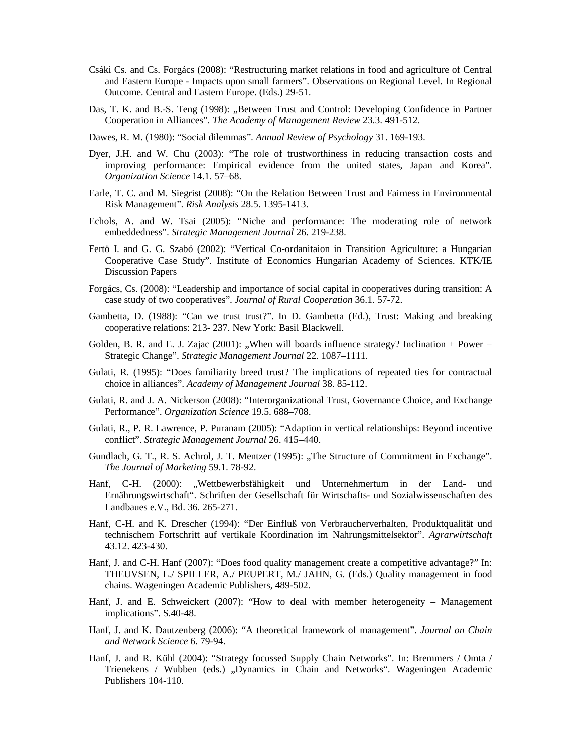Csáki Cs. and Cs. Forgács (2008): “Restructuring market relations in food and agriculture of Central and Eastern Europe - Impacts upon small farmers”. Observations on Regional Level. In Regional Outcome. Central and Eastern Europe. (Eds.) 29-51.

Das, T. K. and B.-S. Teng (1998): „Between Trust and Control: Developing Confidence in Partner Cooperation in Alliances”. *The Academy of Management Review* 23.3. 491-512.

Dawes, R. M. (1980): “Social dilemmas”. *Annual Review of Psychology* 31. 169-193.

Dyer, J.H. and W. Chu (2003): “The role of trustworthiness in reducing transaction costs and improving performance: Empirical evidence from the united states, Japan and Korea”. *Organization Science* 14.1. 57–68.

Earle, T. C. and M. Siegrist (2008): “On the Relation Between Trust and Fairness in Environmental Risk Management”. *Risk Analysis* 28.5. 1395-1413.

Echols, A. and W. Tsai (2005): “Niche and performance: The moderating role of network embeddedness”. *Strategic Management Journal* 26. 219-238.

Fertö I. and G. G. Szabó (2002): “Vertical Co-ordanitaion in Transition Agriculture: a Hungarian Cooperative Case Study”. Institute of Economics Hungarian Academy of Sciences. KTK/IE Discussion Papers

Forgács, Cs. (2008): “Leadership and importance of social capital in cooperatives during transition: A case study of two cooperatives”. *Journal of Rural Cooperation* 36.1. 57-72.

Gambetta, D. (1988): “Can we trust trust?”. In D. Gambetta (Ed.), Trust: Making and breaking cooperative relations: 213- 237. New York: Basil Blackwell.

Golden, B. R. and E. J. Zajac (2001): „When will boards influence strategy? Inclination + Power = Strategic Change”. *Strategic Management Journal* 22. 1087–1111.

Gulati, R. (1995): “Does familiarity breed trust? The implications of repeated ties for contractual choice in alliances”. *Academy of Management Journal* 38. 85-112.

Gulati, R. and J. A. Nickerson (2008): “Interorganizational Trust, Governance Choice, and Exchange Performance”. *Organization Science* 19.5. 688–708.

Gulati, R., P. R. Lawrence, P. Puranam (2005): “Adaption in vertical relationships: Beyond incentive conflict”. *Strategic Management Journal* 26. 415–440.

Gundlach, G. T., R. S. Achrol, J. T. Mentzer (1995): „The Structure of Commitment in Exchange”. *The Journal of Marketing* 59.1. 78-92.

Hanf, C-H. (2000): „Wettbewerbsfähigkeit und Unternehmertum in der Land- und Ernährungswirtschaft“. Schriften der Gesellschaft für Wirtschafts- und Sozialwissenschaften des Landbaues e.V., Bd. 36. 265-271.

Hanf, C-H. and K. Drescher (1994): “Der Einfluß von Verbraucherverhalten, Produktqualität und technischem Fortschritt auf vertikale Koordination im Nahrungsmittelsektor”. *Agrarwirtschaft* 43.12. 423-430.

Hanf, J. and C-H. Hanf (2007): “Does food quality management create a competitive advantage?” In: THEUVSEN, L./ SPILLER, A./ PEUPERT, M./ JAHN, G. (Eds.) Quality management in food chains. Wageningen Academic Publishers, 489-502.

Hanf, J. and E. Schweickert (2007): “How to deal with member heterogeneity – Management implications”. S.40-48.

Hanf, J. and K. Dautzenberg (2006): “A theoretical framework of management”. *Journal on Chain and Network Science* 6. 79-94.

Hanf, J. and R. Kühl (2004): “Strategy focussed Supply Chain Networks”. In: Bremmers / Omta / Trienekens / Wubben (eds.) „Dynamics in Chain and Networks“. Wageningen Academic Publishers 104-110.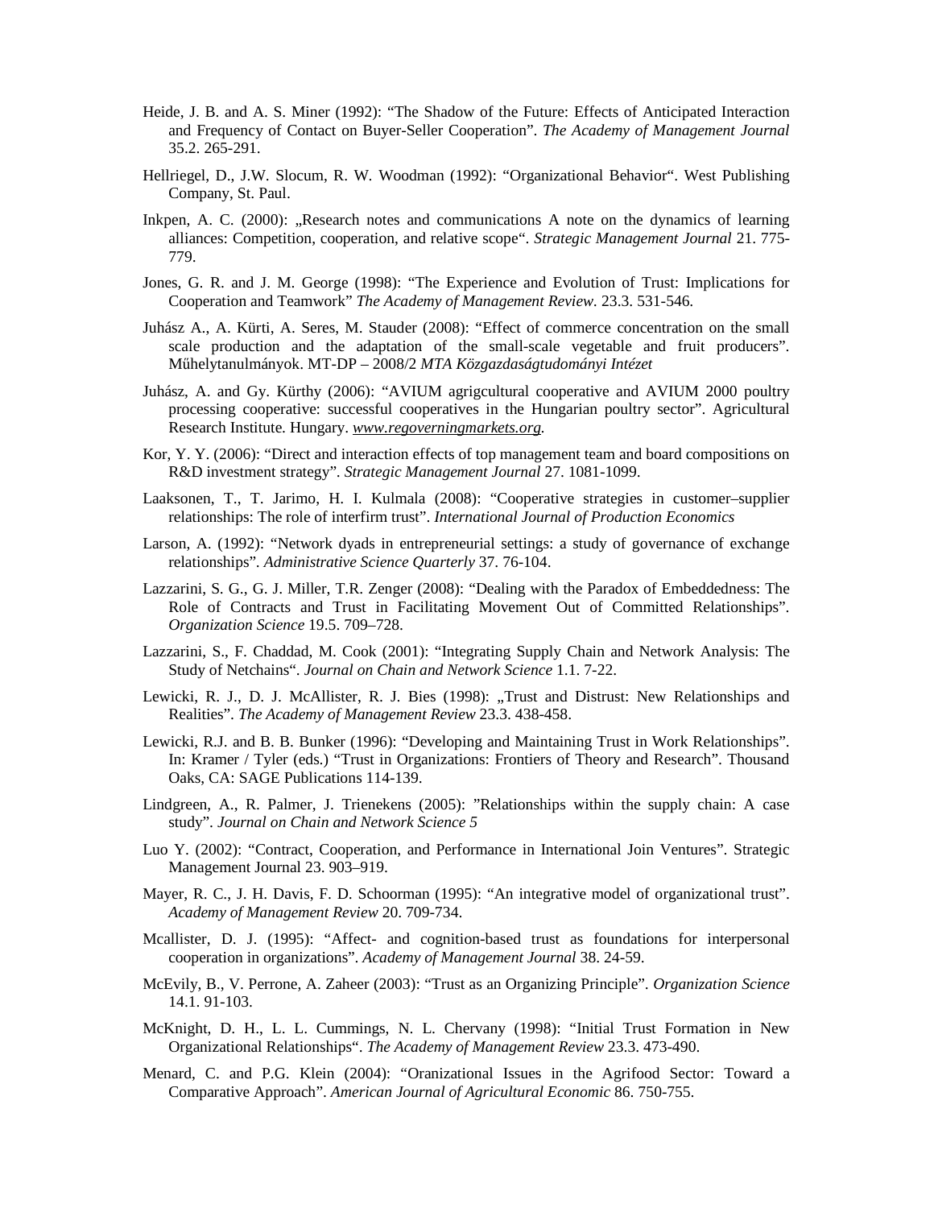Heide, J. B. and A. S. Miner (1992): "The Shadow of the Future: Effects of Anticipated Interaction and Frequency of Contact on Buyer-Seller Cooperation". *The Academy of Management Journal* 35.2. 265-291.

Hellriegel, D., J.W. Slocum, R. W. Woodman (1992): "Organizational Behavior". West Publishing Company, St. Paul.

Inkpen, A. C. (2000): „Research notes and communications A note on the dynamics of learning alliances: Competition, cooperation, and relative scope". *Strategic Management Journal* 21. 775-779.

Jones, G. R. and J. M. George (1998): "The Experience and Evolution of Trust: Implications for Cooperation and Teamwork" *The Academy of Management Review.* 23.3. 531-546.

Juhász A., A. Kürti, A. Seres, M. Stauder (2008): "Effect of commerce concentration on the small scale production and the adaptation of the small-scale vegetable and fruit producers". Műhelytanulmányok. MT-DP – 2008/2 *MTA Közgazdaságtudományi Intézet*

Juhász, A. and Gy. Kürthy (2006): "AVIUM agrigcultural cooperative and AVIUM 2000 poultry processing cooperative: successful cooperatives in the Hungarian poultry sector". Agricultural Research Institute. Hungary. *www.regoverningmarkets.org.*

Kor, Y. Y. (2006): "Direct and interaction effects of top management team and board compositions on R&D investment strategy". *Strategic Management Journal* 27. 1081-1099.

Laaksonen, T., T. Jarimo, H. I. Kulmala (2008): "Cooperative strategies in customer–supplier relationships: The role of interfirm trust". *International Journal of Production Economics*

Larson, A. (1992): "Network dyads in entrepreneurial settings: a study of governance of exchange relationships". *Administrative Science Quarterly* 37. 76-104.

Lazzarini, S. G., G. J. Miller, T.R. Zenger (2008): "Dealing with the Paradox of Embeddedness: The Role of Contracts and Trust in Facilitating Movement Out of Committed Relationships". *Organization Science* 19.5. 709–728.

Lazzarini, S., F. Chaddad, M. Cook (2001): "Integrating Supply Chain and Network Analysis: The Study of Netchains". *Journal on Chain and Network Science* 1.1. 7-22.

Lewicki, R. J., D. J. McAllister, R. J. Bies (1998): „Trust and Distrust: New Relationships and Realities". *The Academy of Management Review* 23.3. 438-458.

Lewicki, R.J. and B. B. Bunker (1996): "Developing and Maintaining Trust in Work Relationships". In: Kramer / Tyler (eds.) "Trust in Organizations: Frontiers of Theory and Research". Thousand Oaks, CA: SAGE Publications 114-139.

Lindgreen, A., R. Palmer, J. Trienekens (2005): "Relationships within the supply chain: A case study". *Journal on Chain and Network Science 5*

Luo Y. (2002): "Contract, Cooperation, and Performance in International Join Ventures". Strategic Management Journal 23. 903–919.

Mayer, R. C., J. H. Davis, F. D. Schoorman (1995): "An integrative model of organizational trust". *Academy of Management Review* 20. 709-734.

Mcallister, D. J. (1995): "Affect- and cognition-based trust as foundations for interpersonal cooperation in organizations". *Academy of Management Journal* 38. 24-59.

McEvily, B., V. Perrone, A. Zaheer (2003): "Trust as an Organizing Principle". *Organization Science* 14.1. 91-103.

McKnight, D. H., L. L. Cummings, N. L. Chervany (1998): "Initial Trust Formation in New Organizational Relationships". *The Academy of Management Review* 23.3. 473-490.

Menard, C. and P.G. Klein (2004): "Oranizational Issues in the Agrifood Sector: Toward a Comparative Approach". *American Journal of Agricultural Economic* 86. 750-755.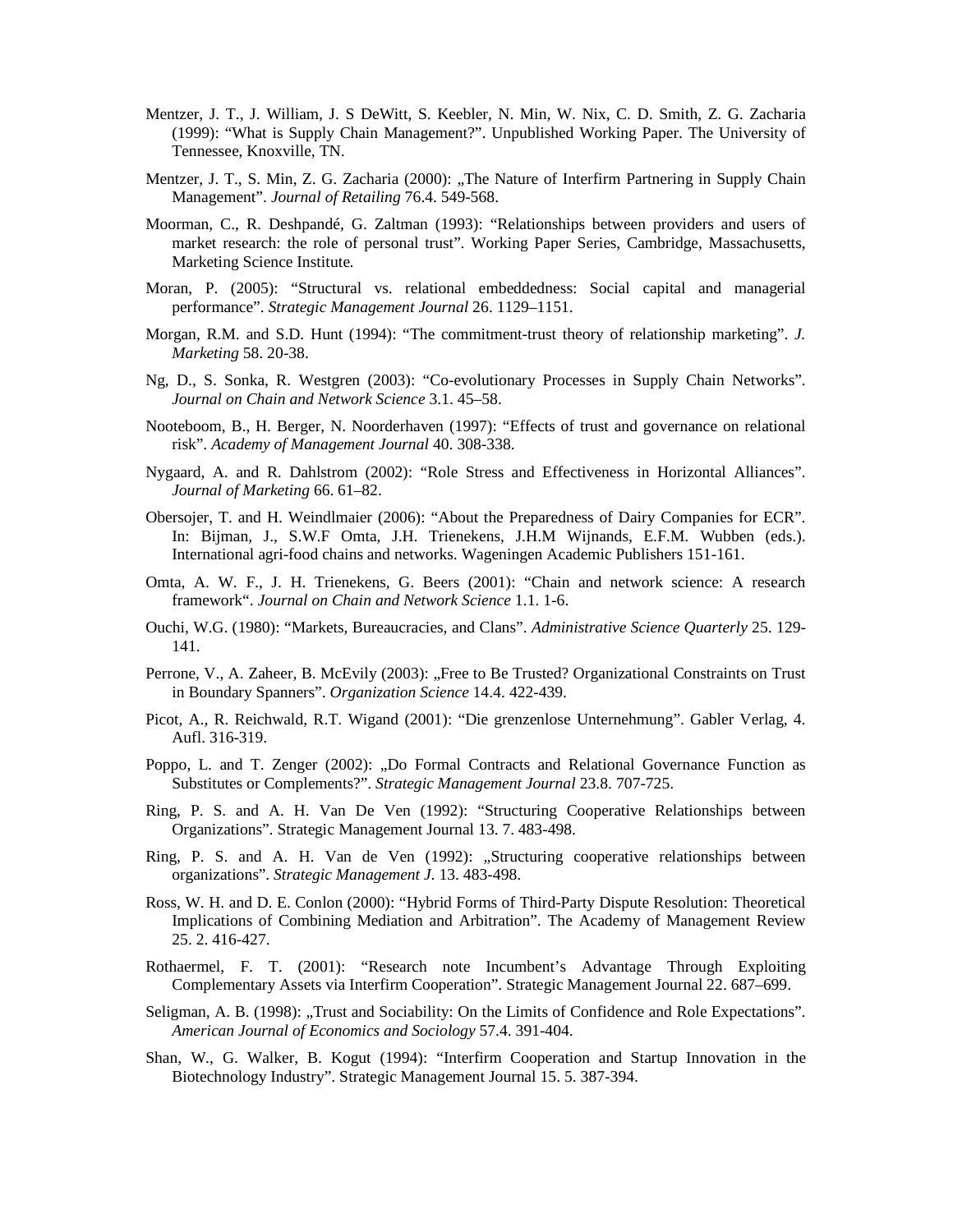Mentzer, J. T., J. William, J. S DeWitt, S. Keebler, N. Min, W. Nix, C. D. Smith, Z. G. Zacharia (1999): "What is Supply Chain Management?". Unpublished Working Paper. The University of Tennessee, Knoxville, TN.

Mentzer, J. T., S. Min, Z. G. Zacharia (2000): „The Nature of Interfirm Partnering in Supply Chain Management". *Journal of Retailing* 76.4. 549-568.

Moorman, C., R. Deshpandé, G. Zaltman (1993): "Relationships between providers and users of market research: the role of personal trust". Working Paper Series, Cambridge, Massachusetts, Marketing Science Institute.

Moran, P. (2005): "Structural vs. relational embeddedness: Social capital and managerial performance". *Strategic Management Journal* 26. 1129–1151.

Morgan, R.M. and S.D. Hunt (1994): "The commitment-trust theory of relationship marketing". *J. Marketing* 58. 20-38.

Ng, D., S. Sonka, R. Westgren (2003): "Co-evolutionary Processes in Supply Chain Networks". *Journal on Chain and Network Science* 3.1. 45–58.

Nooteboom, B., H. Berger, N. Noorderhaven (1997): "Effects of trust and governance on relational risk". *Academy of Management Journal* 40. 308-338.

Nygaard, A. and R. Dahlstrom (2002): "Role Stress and Effectiveness in Horizontal Alliances". *Journal of Marketing* 66. 61–82.

Obersojer, T. and H. Weindlmaier (2006): "About the Preparedness of Dairy Companies for ECR". In: Bijman, J., S.W.F Omta, J.H. Trienekens, J.H.M Wijnands, E.F.M. Wubben (eds.). International agri-food chains and networks. Wageningen Academic Publishers 151-161.

Omta, A. W. F., J. H. Trienekens, G. Beers (2001): "Chain and network science: A research framework". *Journal on Chain and Network Science* 1.1. 1-6.

Ouchi, W.G. (1980): "Markets, Bureaucracies, and Clans". *Administrative Science Quarterly* 25. 129-141.

Perrone, V., A. Zaheer, B. McEvily (2003): „Free to Be Trusted? Organizational Constraints on Trust in Boundary Spanners". *Organization Science* 14.4. 422-439.

Picot, A., R. Reichwald, R.T. Wigand (2001): "Die grenzenlose Unternehmung". Gabler Verlag, 4. Aufl. 316-319.

Poppo, L. and T. Zenger (2002): „Do Formal Contracts and Relational Governance Function as Substitutes or Complements?". *Strategic Management Journal* 23.8. 707-725.

Ring, P. S. and A. H. Van De Ven (1992): "Structuring Cooperative Relationships between Organizations". Strategic Management Journal 13. 7. 483-498.

Ring, P. S. and A. H. Van de Ven (1992): „Structuring cooperative relationships between organizations". *Strategic Management J*. 13. 483-498.

Ross, W. H. and D. E. Conlon (2000): "Hybrid Forms of Third-Party Dispute Resolution: Theoretical Implications of Combining Mediation and Arbitration". The Academy of Management Review 25. 2. 416-427.

Rothaermel, F. T. (2001): "Research note Incumbent's Advantage Through Exploiting Complementary Assets via Interfirm Cooperation". Strategic Management Journal 22. 687–699.

Seligman, A. B. (1998): „Trust and Sociability: On the Limits of Confidence and Role Expectations". *American Journal of Economics and Sociology* 57.4. 391-404.

Shan, W., G. Walker, B. Kogut (1994): "Interfirm Cooperation and Startup Innovation in the Biotechnology Industry". Strategic Management Journal 15. 5. 387-394.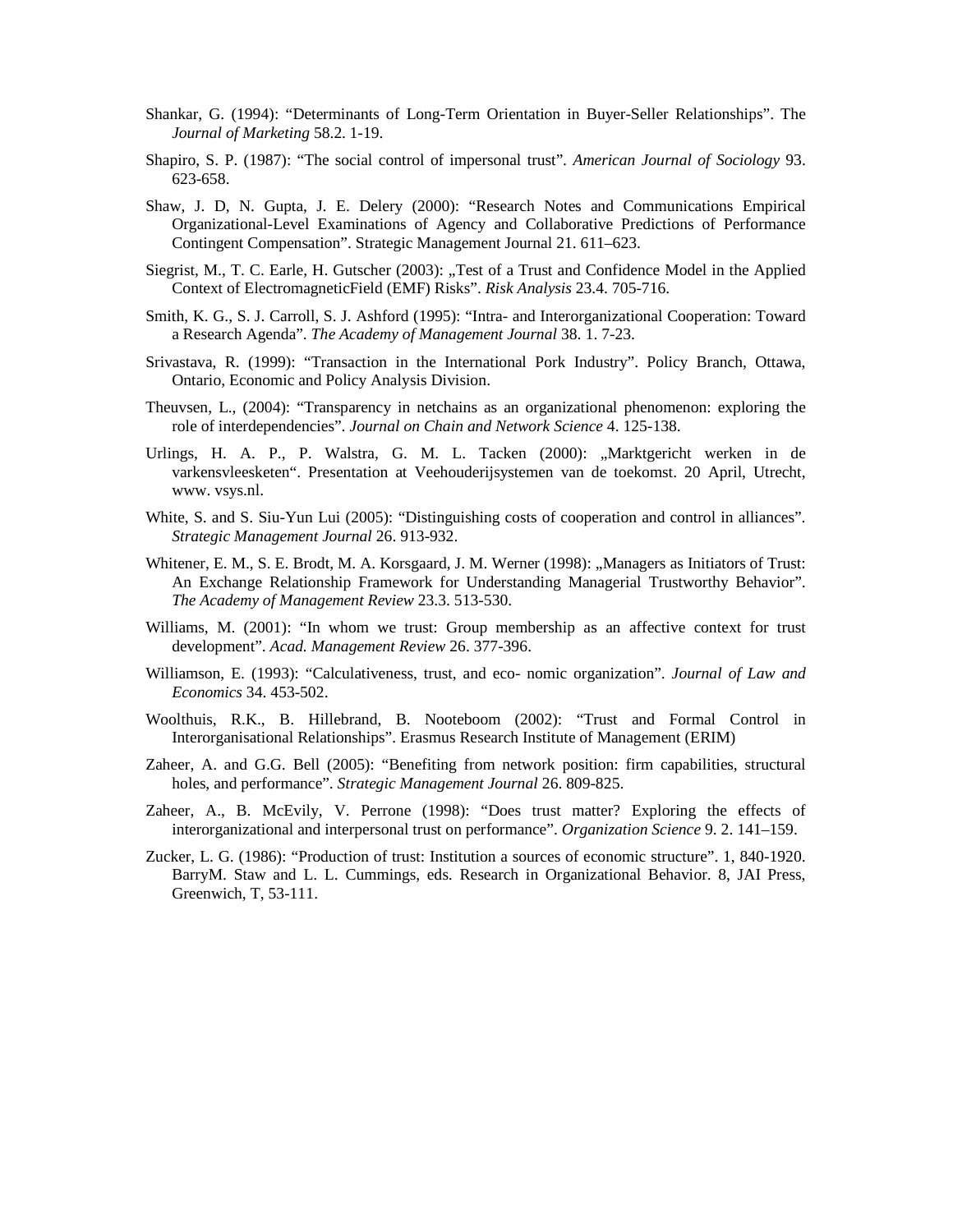Shankar, G. (1994): “Determinants of Long-Term Orientation in Buyer-Seller Relationships”. The *Journal of Marketing* 58.2. 1-19.

Shapiro, S. P. (1987): “The social control of impersonal trust”. *American Journal of Sociology* 93. 623-658.

Shaw, J. D, N. Gupta, J. E. Delery (2000): “Research Notes and Communications Empirical Organizational-Level Examinations of Agency and Collaborative Predictions of Performance Contingent Compensation”. Strategic Management Journal 21. 611–623.

Siegrist, M., T. C. Earle, H. Gutscher (2003): „Test of a Trust and Confidence Model in the Applied Context of ElectromagneticField (EMF) Risks”. *Risk Analysis* 23.4. 705-716.

Smith, K. G., S. J. Carroll, S. J. Ashford (1995): “Intra- and Interorganizational Cooperation: Toward a Research Agenda”. *The Academy of Management Journal* 38. 1. 7-23.

Srivastava, R. (1999): “Transaction in the International Pork Industry”. Policy Branch, Ottawa, Ontario, Economic and Policy Analysis Division.

Theuvsen, L., (2004): “Transparency in netchains as an organizational phenomenon: exploring the role of interdependencies”. *Journal on Chain and Network Science* 4. 125-138.

Urlings, H. A. P., P. Walstra, G. M. L. Tacken (2000): „Marktgericht werken in de varkensvleesketen“. Presentation at Veehouderijsystemen van de toekomst. 20 April, Utrecht, www. vsys.nl.

White, S. and S. Siu-Yun Lui (2005): “Distinguishing costs of cooperation and control in alliances”. *Strategic Management Journal* 26. 913-932.

Whitener, E. M., S. E. Brodt, M. A. Korsgaard, J. M. Werner (1998): „Managers as Initiators of Trust: An Exchange Relationship Framework for Understanding Managerial Trustworthy Behavior”. *The Academy of Management Review* 23.3. 513-530.

Williams, M. (2001): “In whom we trust: Group membership as an affective context for trust development”. *Acad. Management Review* 26. 377-396.

Williamson, E. (1993): “Calculativeness, trust, and eco- nomic organization”. *Journal of Law and Economics* 34. 453-502.

Woolthuis, R.K., B. Hillebrand, B. Nooteboom (2002): “Trust and Formal Control in Interorganisational Relationships”. Erasmus Research Institute of Management (ERIM)

Zaheer, A. and G.G. Bell (2005): “Benefiting from network position: firm capabilities, structural holes, and performance”. *Strategic Management Journal* 26. 809-825.

Zaheer, A., B. McEvily, V. Perrone (1998): “Does trust matter? Exploring the effects of interorganizational and interpersonal trust on performance”. *Organization Science* 9. 2. 141–159.

Zucker, L. G. (1986): “Production of trust: Institution a sources of economic structure”. 1, 840-1920. BarryM. Staw and L. L. Cummings, eds. Research in Organizational Behavior. 8, JAI Press, Greenwich, T, 53-111.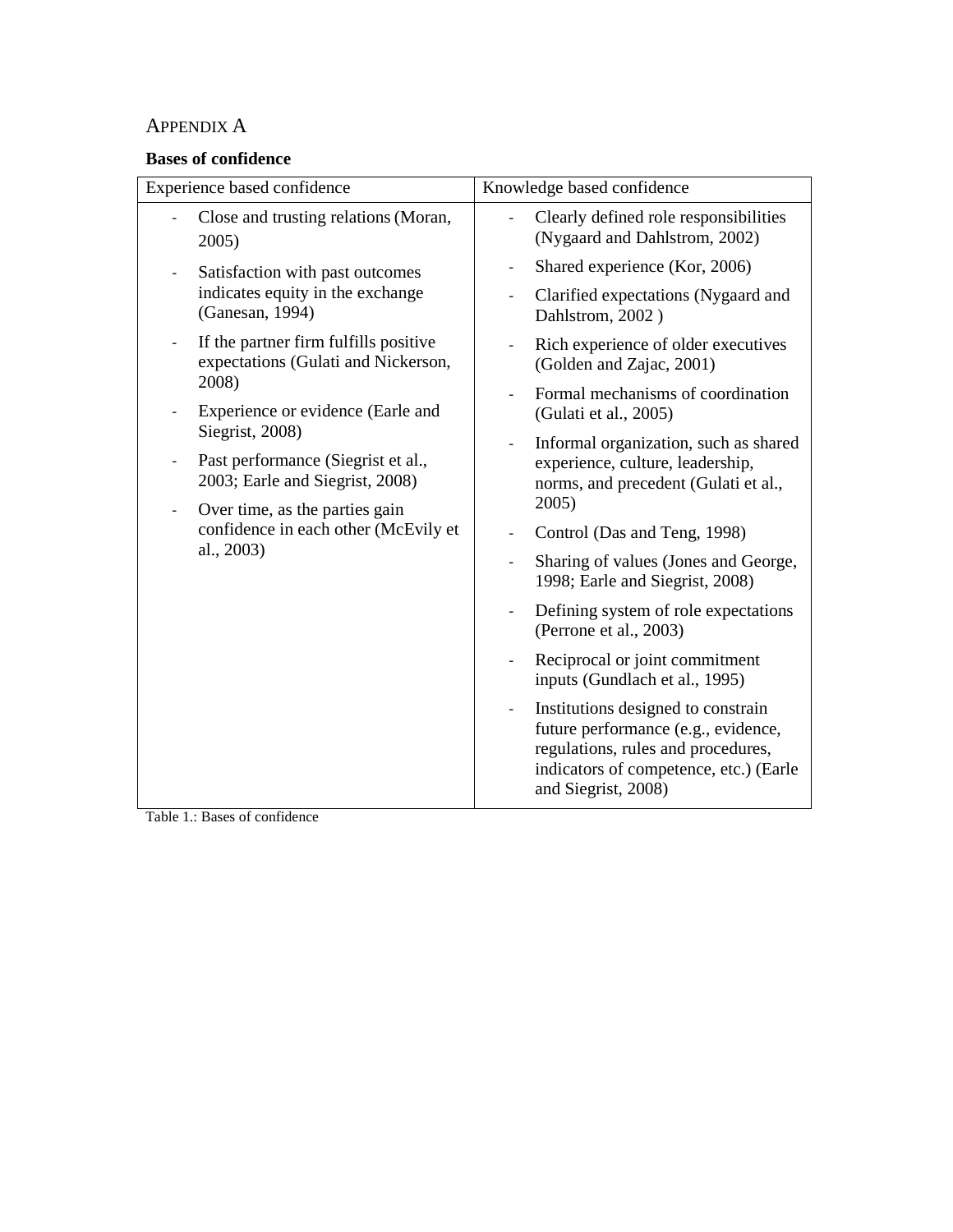# APPENDIX A

**Bases of confidence**

| Experience based confidence | Knowledge based confidence |
| --- | --- |
| - Close and trusting relations (Moran, 2005)<br>- Satisfaction with past outcomes indicates equity in the exchange (Ganesan, 1994)<br>- If the partner firm fulfills positive expectations (Gulati and Nickerson, 2008)<br>- Experience or evidence (Earle and Siegrist, 2008)<br>- Past performance (Siegrist et al., 2003; Earle and Siegrist, 2008)<br>- Over time, as the parties gain confidence in each other (McEvily et al., 2003) | - Clearly defined role responsibilities (Nygaard and Dahlstrom, 2002)<br>- Shared experience (Kor, 2006)<br>- Clarified expectations (Nygaard and Dahlstrom, 2002 )<br>- Rich experience of older executives (Golden and Zajac, 2001)<br>- Formal mechanisms of coordination (Gulati et al., 2005)<br>- Informal organization, such as shared experience, culture, leadership, norms, and precedent (Gulati et al., 2005)<br>- Control (Das and Teng, 1998)<br>- Sharing of values (Jones and George, 1998; Earle and Siegrist, 2008)<br>- Defining system of role expectations (Perrone et al., 2003)<br>- Reciprocal or joint commitment inputs (Gundlach et al., 1995)<br>- Institutions designed to constrain future performance (e.g., evidence, regulations, rules and procedures, indicators of competence, etc.) (Earle and Siegrist, 2008) |

Table 1.: Bases of confidence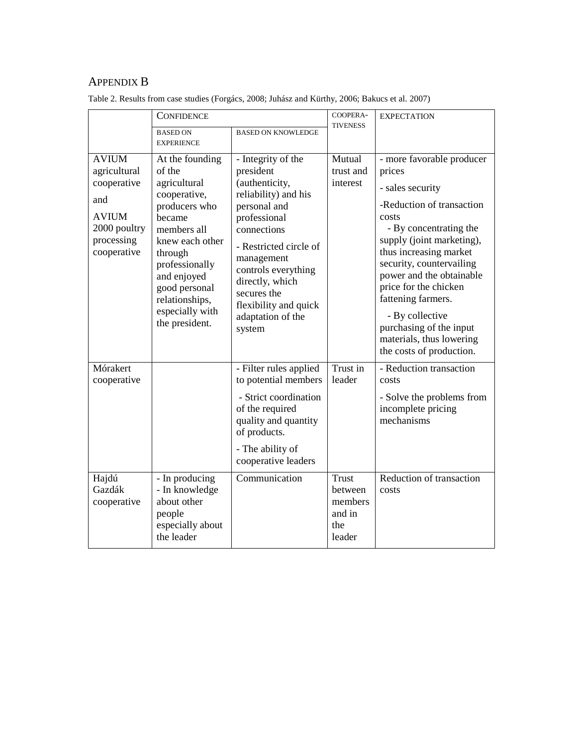## APPENDIX B

Table 2. Results from case studies (Forgács, 2008; Juhász and Kürthy, 2006; Bakucs et al. 2007)

| | CONFIDENCE | | COOPERA-TIVENESS | EXPECTATION |
|---|---|---|---|---|
| | BASED ON EXPERIENCE | BASED ON KNOWLEDGE | | |
| AVIUM agricultural cooperative and AVIUM 2000 poultry processing cooperative | At the founding of the agricultural cooperative, producers who became members all knew each other through professionally and enjoyed good personal relationships, especially with the president. | - Integrity of the president (authenticity, reliability) and his personal and professional connections<br>- Restricted circle of management controls everything directly, which secures the flexibility and quick adaptation of the system | Mutual trust and interest | - more favorable producer prices<br>- sales security<br>-Reduction of transaction costs<br>- By concentrating the supply (joint marketing), thus increasing market security, countervailing power and the obtainable price for the chicken fattening farmers.<br>- By collective purchasing of the input materials, thus lowering the costs of production. |
| Mórakert cooperative | | - Filter rules applied to potential members<br>- Strict coordination of the required quality and quantity of products.<br>- The ability of cooperative leaders | Trust in leader | - Reduction transaction costs<br>- Solve the problems from incomplete pricing mechanisms |
| Hajdú Gazdák cooperative | - In producing<br>- In knowledge about other people especially about the leader | Communication | Trust between members and in the leader | Reduction of transaction costs |